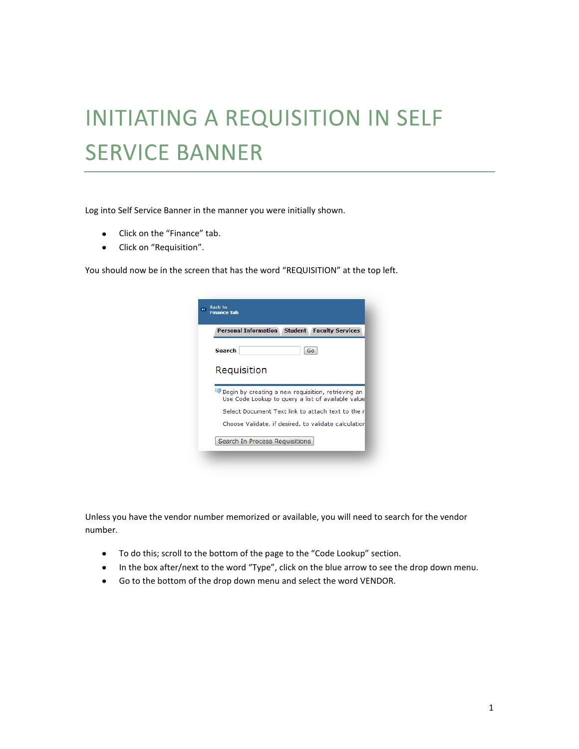# INITIATING A REQUISITION IN SELF SERVICE BANNER

Log into Self Service Banner in the manner you were initially shown.

- Click on the “Finance” tab.
- Click on “Requisition”.

You should now be in the screen that has the word “REQUISITION” at the top left.

Unless you have the vendor number memorized or available, you will need to search for the vendor number.

- To do this; scroll to the bottom of the page to the “Code Lookup” section.
- In the box after/next to the word “Type”, click on the blue arrow to see the drop down menu.
- Go to the bottom of the drop down menu and select the word VENDOR.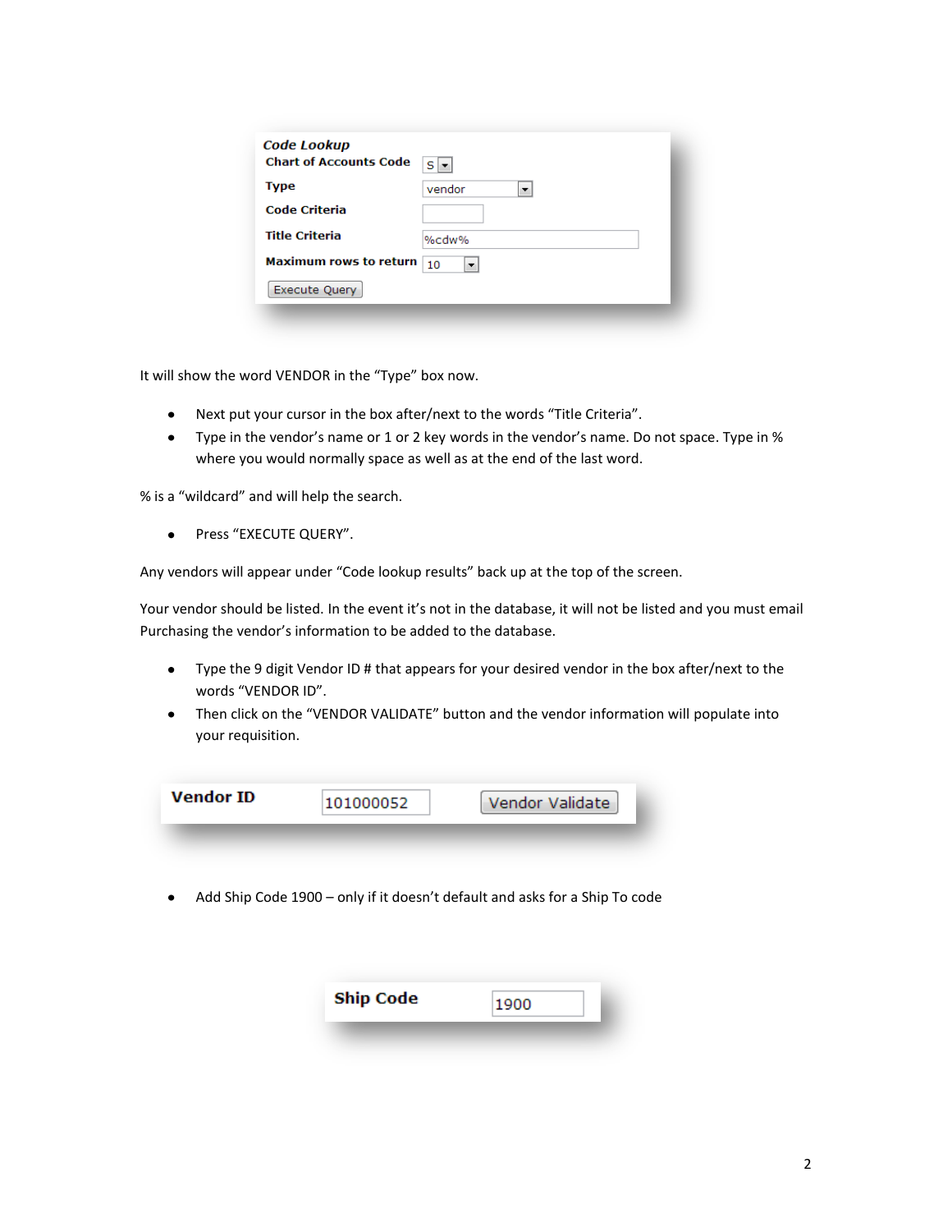**Code Lookup**

| | |
|---|---|
| **Chart of Accounts Code** | S |
| **Type** | vendor |
| **Code Criteria** | |
| **Title Criteria** | %cdw% |
| **Maximum rows to return** | 10 |

Execute Query

It will show the word VENDOR in the "Type" box now.

- Next put your cursor in the box after/next to the words "Title Criteria".
- Type in the vendor's name or 1 or 2 key words in the vendor's name. Do not space. Type in % where you would normally space as well as at the end of the last word.

% is a "wildcard" and will help the search.

- Press "EXECUTE QUERY".

Any vendors will appear under "Code lookup results" back up at the top of the screen.

Your vendor should be listed. In the event it's not in the database, it will not be listed and you must email Purchasing the vendor's information to be added to the database.

- Type the 9 digit Vendor ID # that appears for your desired vendor in the box after/next to the words "VENDOR ID".
- Then click on the "VENDOR VALIDATE" button and the vendor information will populate into your requisition.

**Vendor ID** 101000052 Vendor Validate

- Add Ship Code 1900 – only if it doesn't default and asks for a Ship To code

**Ship Code** 1900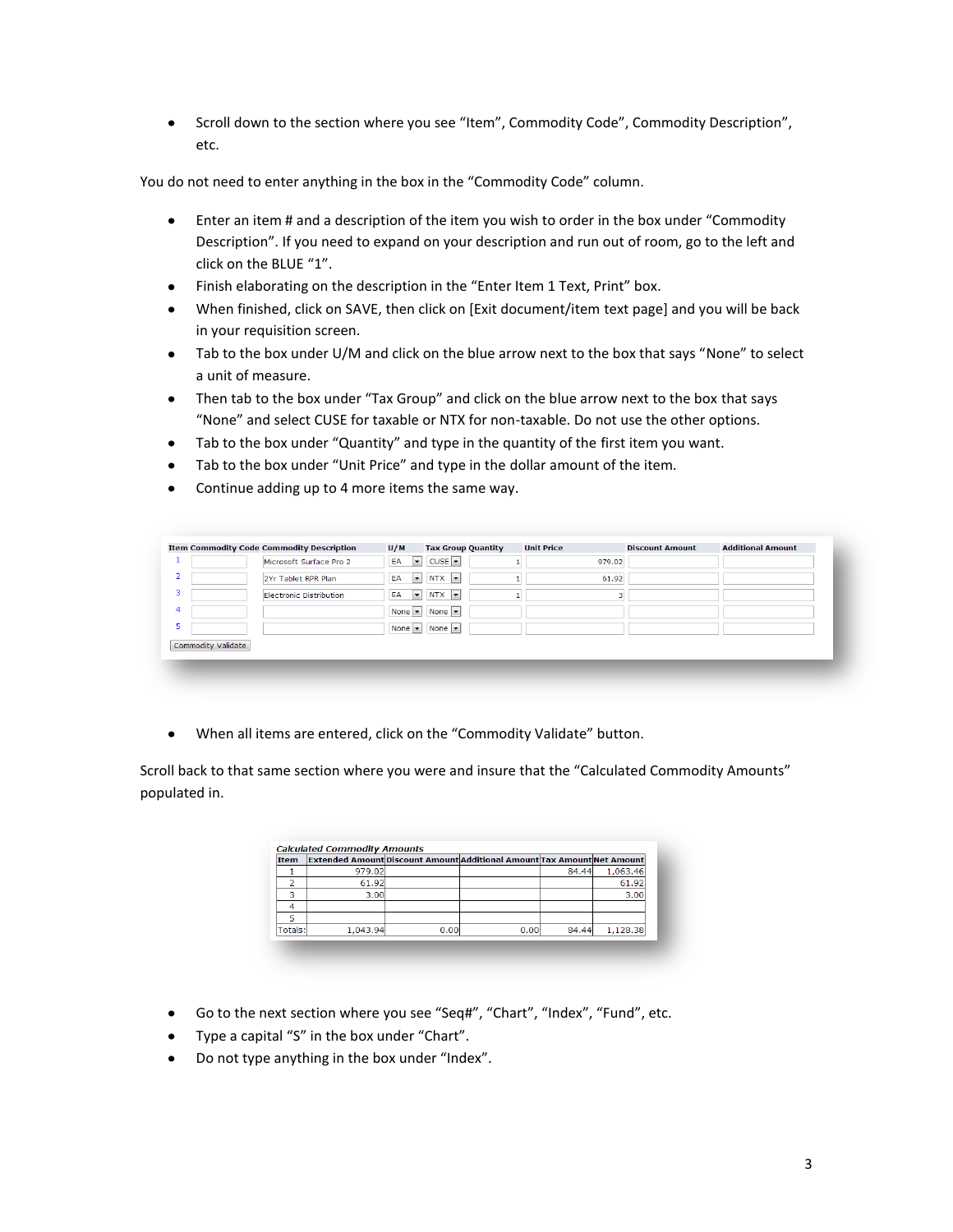- Scroll down to the section where you see "Item", Commodity Code", Commodity Description", etc.

You do not need to enter anything in the box in the "Commodity Code" column.

- Enter an item # and a description of the item you wish to order in the box under "Commodity Description". If you need to expand on your description and run out of room, go to the left and click on the BLUE "1".
- Finish elaborating on the description in the "Enter Item 1 Text, Print" box.
- When finished, click on SAVE, then click on [Exit document/item text page] and you will be back in your requisition screen.
- Tab to the box under U/M and click on the blue arrow next to the box that says "None" to select a unit of measure.
- Then tab to the box under "Tax Group" and click on the blue arrow next to the box that says "None" and select CUSE for taxable or NTX for non-taxable. Do not use the other options.
- Tab to the box under "Quantity" and type in the quantity of the first item you want.
- Tab to the box under "Unit Price" and type in the dollar amount of the item.
- Continue adding up to 4 more items the same way.

| Item | Commodity Code | Commodity Description | U/M | Tax Group | Quantity | Unit Price | Discount Amount | Additional Amount |
|---|---|---|---|---|---|---|---|---|
| 1 | | Microsoft Surface Pro 2 | EA | CUSE | 1 | 979.02 | | |
| 2 | | 2Yr Tablet RPR Plan | EA | NTX | 1 | 61.92 | | |
| 3 | | Electronic Distribution | EA | NTX | 1 | 3 | | |
| 4 | | | None | None | | | | |
| 5 | | | None | None | | | | |

Commodity Validate

- When all items are entered, click on the "Commodity Validate" button.

Scroll back to that same section where you were and insure that the "Calculated Commodity Amounts" populated in.

*Calculated Commodity Amounts*

| Item | Extended Amount | Discount Amount | Additional Amount | Tax Amount | Net Amount |
|---|---|---|---|---|---|
| 1 | 979.02 | | | 84.44 | 1,063.46 |
| 2 | 61.92 | | | | 61.92 |
| 3 | 3.00 | | | | 3.00 |
| 4 | | | | | |
| 5 | | | | | |
| Totals: | 1,043.94 | 0.00 | 0.00 | 84.44 | 1,128.38 |

- Go to the next section where you see "Seq#", "Chart", "Index", "Fund", etc.
- Type a capital "S" in the box under "Chart".
- Do not type anything in the box under "Index".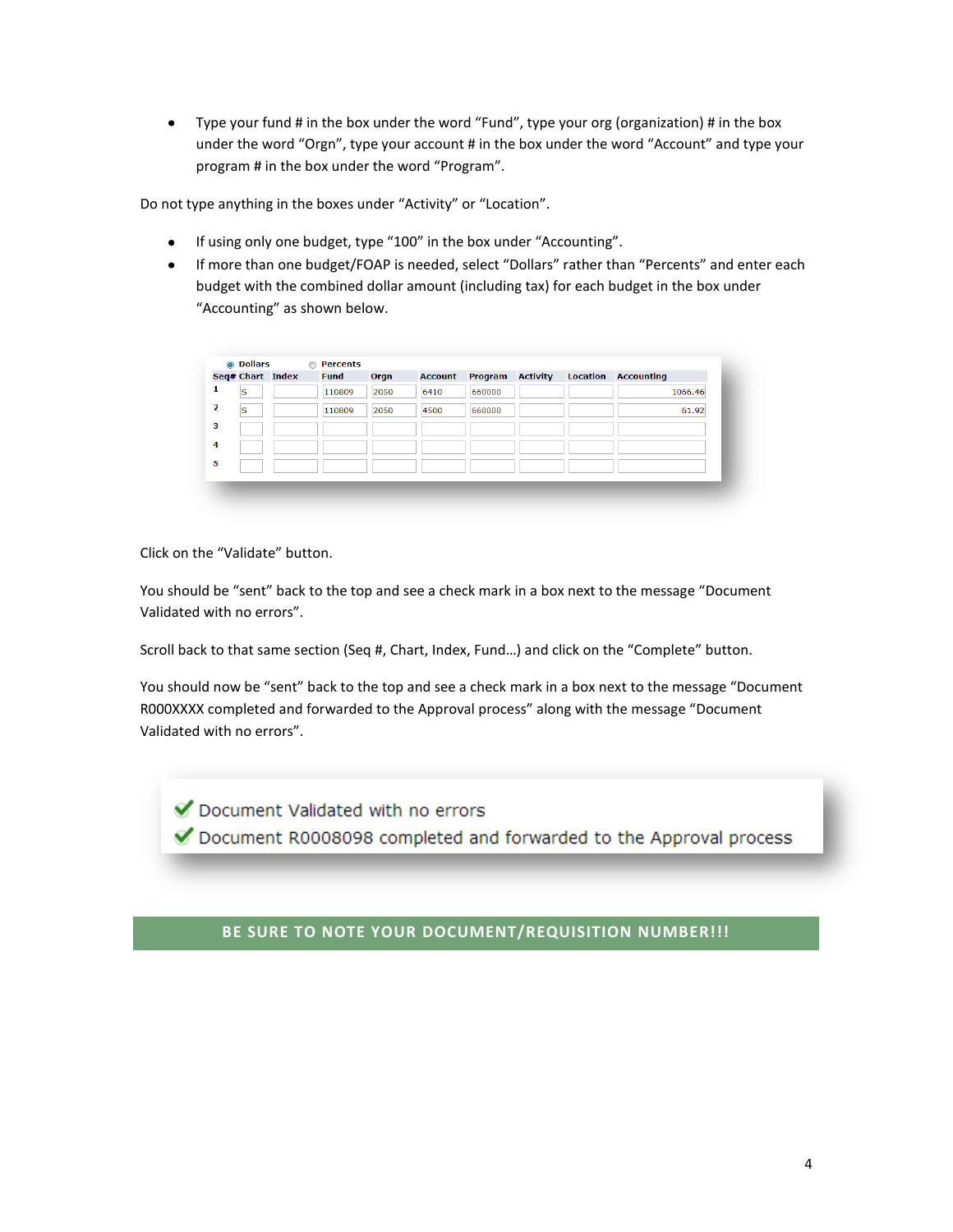- Type your fund # in the box under the word "Fund", type your org (organization) # in the box under the word "Orgn", type your account # in the box under the word "Account" and type your program # in the box under the word "Program".

Do not type anything in the boxes under "Activity" or "Location".

- If using only one budget, type "100" in the box under "Accounting".
- If more than one budget/FOAP is needed, select "Dollars" rather than "Percents" and enter each budget with the combined dollar amount (including tax) for each budget in the box under "Accounting" as shown below.

◉ Dollars ◯ Percents

| Seq# | Chart | Index | Fund | Orgn | Account | Program | Activity | Location | Accounting |
|---|---|---|---|---|---|---|---|---|---|
| 1 | S | | 110809 | 2050 | 6410 | 660000 | | | 1066.46 |
| 2 | S | | 110809 | 2050 | 4500 | 660000 | | | 61.92 |
| 3 | | | | | | | | | |
| 4 | | | | | | | | | |
| 5 | | | | | | | | | |

Click on the "Validate" button.

You should be "sent" back to the top and see a check mark in a box next to the message "Document Validated with no errors".

Scroll back to that same section (Seq #, Chart, Index, Fund…) and click on the "Complete" button.

You should now be "sent" back to the top and see a check mark in a box next to the message "Document R000XXXX completed and forwarded to the Approval process" along with the message "Document Validated with no errors".

✔ Document Validated with no errors
✔ Document R0008098 completed and forwarded to the Approval process

**BE SURE TO NOTE YOUR DOCUMENT/REQUISITION NUMBER!!!**